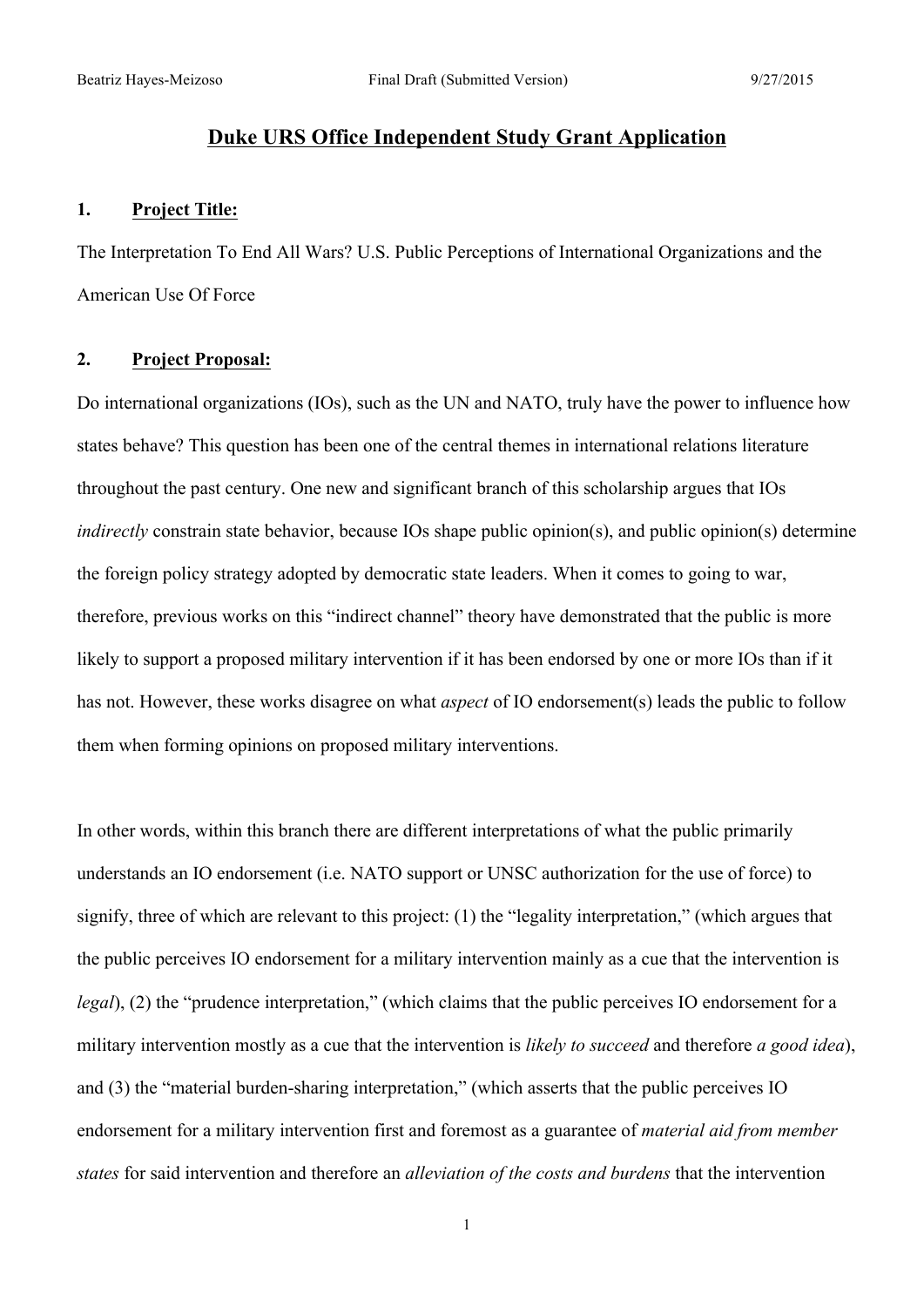# Duke URS Office Independent Study Grant Application

## 1. Project Title:

The Interpretation To End All Wars? U.S. Public Perceptions of International Organizations and the American Use Of Force

## 2. Project Proposal:

Do international organizations (IOs), such as the UN and NATO, truly have the power to influence how states behave? This question has been one of the central themes in international relations literature throughout the past century. One new and significant branch of this scholarship argues that IOs *indirectly* constrain state behavior, because IOs shape public opinion(s), and public opinion(s) determine the foreign policy strategy adopted by democratic state leaders. When it comes to going to war, therefore, previous works on this "indirect channel" theory have demonstrated that the public is more likely to support a proposed military intervention if it has been endorsed by one or more IOs than if it has not. However, these works disagree on what *aspect* of IO endorsement(s) leads the public to follow them when forming opinions on proposed military interventions.

In other words, within this branch there are different interpretations of what the public primarily understands an IO endorsement (i.e. NATO support or UNSC authorization for the use of force) to signify, three of which are relevant to this project: (1) the "legality interpretation," (which argues that the public perceives IO endorsement for a military intervention mainly as a cue that the intervention is *legal*), (2) the "prudence interpretation," (which claims that the public perceives IO endorsement for a military intervention mostly as a cue that the intervention is *likely to succeed* and therefore *a good idea*), and (3) the "material burden-sharing interpretation," (which asserts that the public perceives IO endorsement for a military intervention first and foremost as a guarantee of *material aid from member states* for said intervention and therefore an *alleviation of the costs and burdens* that the intervention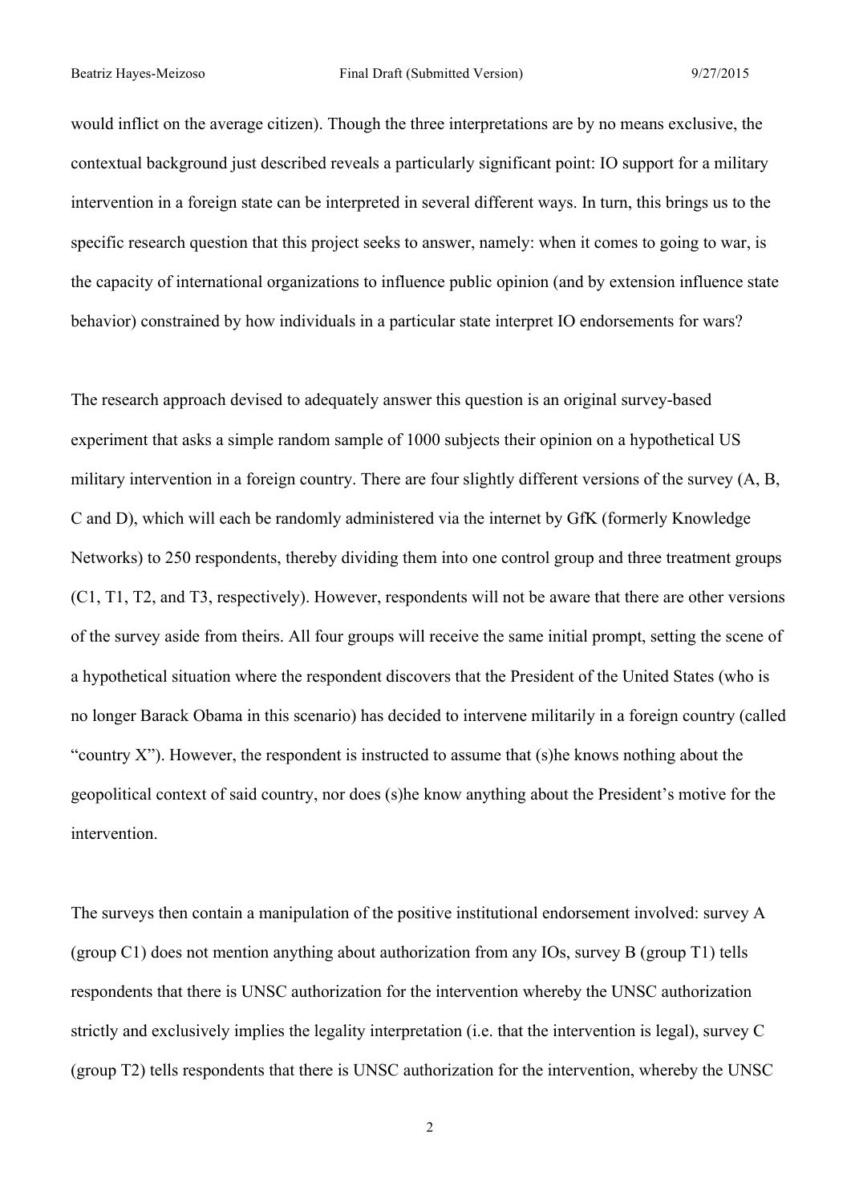would inflict on the average citizen). Though the three interpretations are by no means exclusive, the contextual background just described reveals a particularly significant point: IO support for a military intervention in a foreign state can be interpreted in several different ways. In turn, this brings us to the specific research question that this project seeks to answer, namely: when it comes to going to war, is the capacity of international organizations to influence public opinion (and by extension influence state behavior) constrained by how individuals in a particular state interpret IO endorsements for wars?

The research approach devised to adequately answer this question is an original survey-based experiment that asks a simple random sample of 1000 subjects their opinion on a hypothetical US military intervention in a foreign country. There are four slightly different versions of the survey (A, B, C and D), which will each be randomly administered via the internet by GfK (formerly Knowledge Networks) to 250 respondents, thereby dividing them into one control group and three treatment groups (C1, T1, T2, and T3, respectively). However, respondents will not be aware that there are other versions of the survey aside from theirs. All four groups will receive the same initial prompt, setting the scene of a hypothetical situation where the respondent discovers that the President of the United States (who is no longer Barack Obama in this scenario) has decided to intervene militarily in a foreign country (called "country X"). However, the respondent is instructed to assume that (s)he knows nothing about the geopolitical context of said country, nor does (s)he know anything about the President's motive for the intervention.

The surveys then contain a manipulation of the positive institutional endorsement involved: survey A (group C1) does not mention anything about authorization from any IOs, survey B (group T1) tells respondents that there is UNSC authorization for the intervention whereby the UNSC authorization strictly and exclusively implies the legality interpretation (i.e. that the intervention is legal), survey C (group T2) tells respondents that there is UNSC authorization for the intervention, whereby the UNSC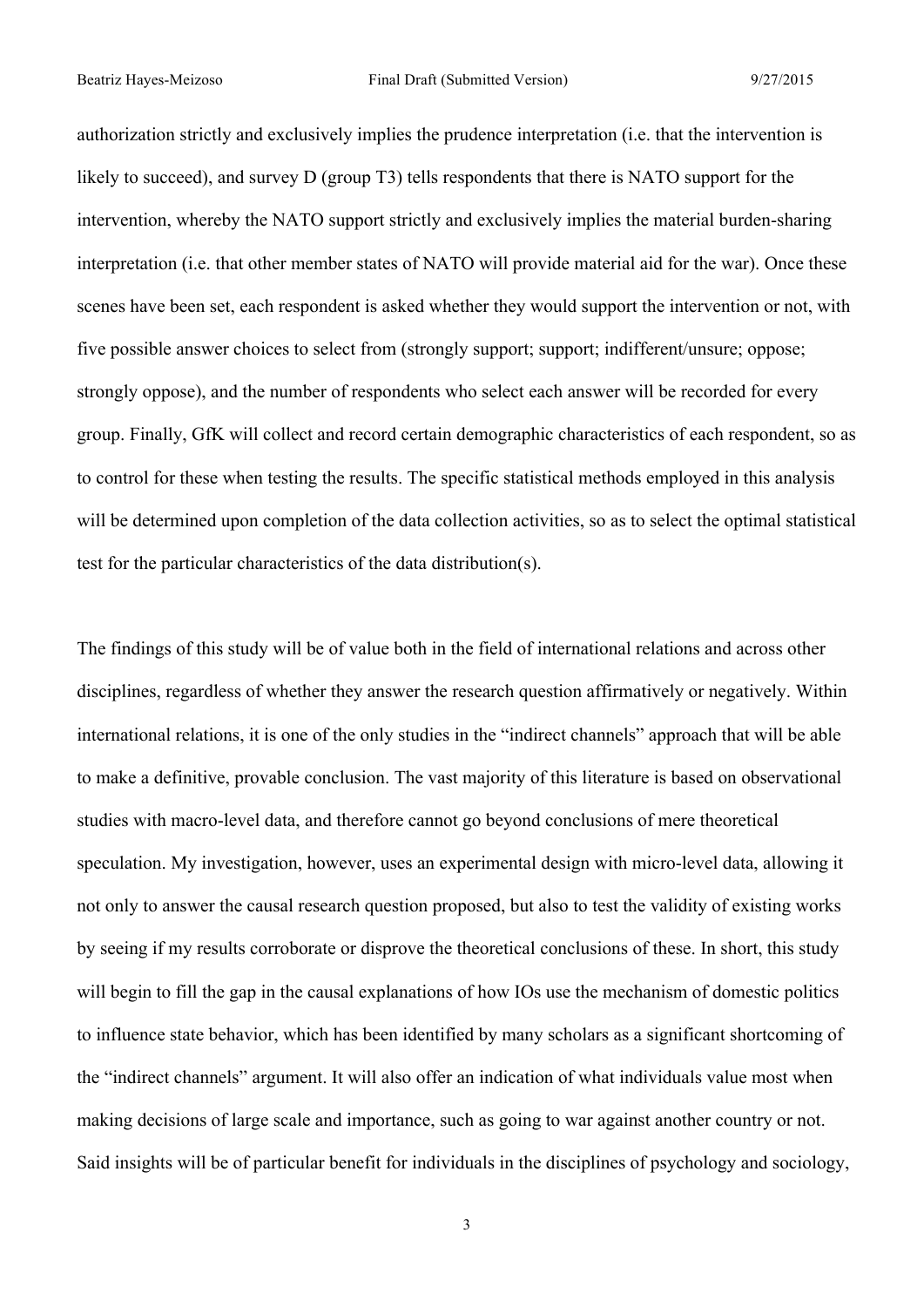authorization strictly and exclusively implies the prudence interpretation (i.e. that the intervention is likely to succeed), and survey D (group T3) tells respondents that there is NATO support for the intervention, whereby the NATO support strictly and exclusively implies the material burden-sharing interpretation (i.e. that other member states of NATO will provide material aid for the war). Once these scenes have been set, each respondent is asked whether they would support the intervention or not, with five possible answer choices to select from (strongly support; support; indifferent/unsure; oppose; strongly oppose), and the number of respondents who select each answer will be recorded for every group. Finally, GfK will collect and record certain demographic characteristics of each respondent, so as to control for these when testing the results. The specific statistical methods employed in this analysis will be determined upon completion of the data collection activities, so as to select the optimal statistical test for the particular characteristics of the data distribution(s).

The findings of this study will be of value both in the field of international relations and across other disciplines, regardless of whether they answer the research question affirmatively or negatively. Within international relations, it is one of the only studies in the "indirect channels" approach that will be able to make a definitive, provable conclusion. The vast majority of this literature is based on observational studies with macro-level data, and therefore cannot go beyond conclusions of mere theoretical speculation. My investigation, however, uses an experimental design with micro-level data, allowing it not only to answer the causal research question proposed, but also to test the validity of existing works by seeing if my results corroborate or disprove the theoretical conclusions of these. In short, this study will begin to fill the gap in the causal explanations of how IOs use the mechanism of domestic politics to influence state behavior, which has been identified by many scholars as a significant shortcoming of the "indirect channels" argument. It will also offer an indication of what individuals value most when making decisions of large scale and importance, such as going to war against another country or not. Said insights will be of particular benefit for individuals in the disciplines of psychology and sociology,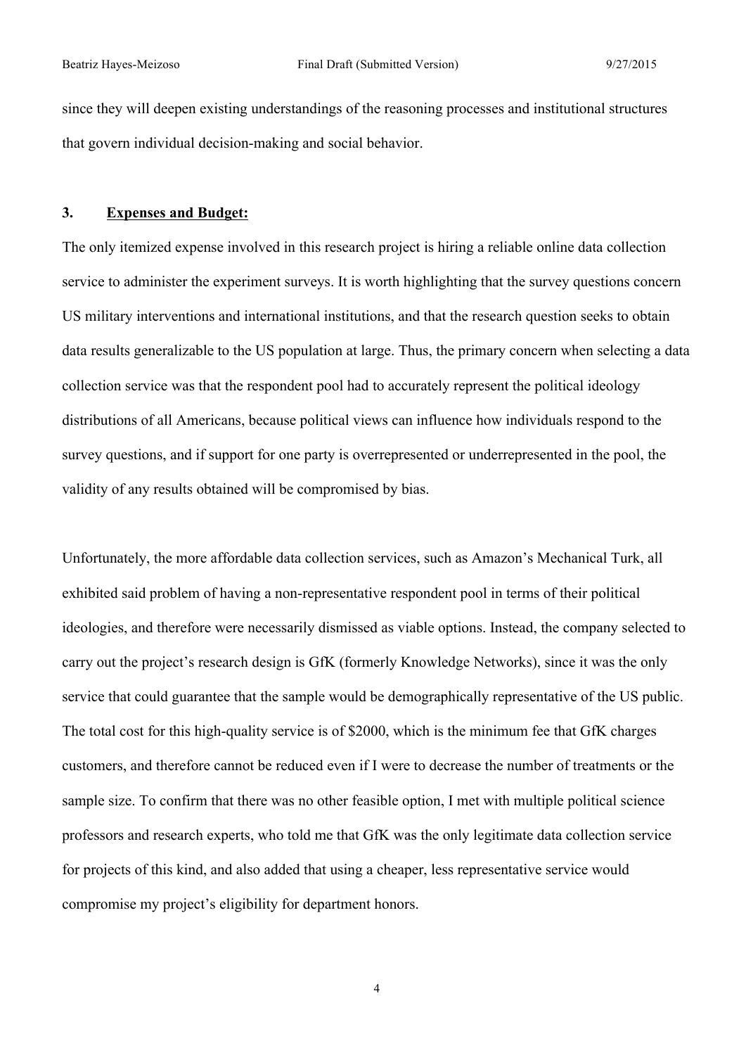since they will deepen existing understandings of the reasoning processes and institutional structures that govern individual decision-making and social behavior.

## 3. Expenses and Budget:

The only itemized expense involved in this research project is hiring a reliable online data collection service to administer the experiment surveys. It is worth highlighting that the survey questions concern US military interventions and international institutions, and that the research question seeks to obtain data results generalizable to the US population at large. Thus, the primary concern when selecting a data collection service was that the respondent pool had to accurately represent the political ideology distributions of all Americans, because political views can influence how individuals respond to the survey questions, and if support for one party is overrepresented or underrepresented in the pool, the validity of any results obtained will be compromised by bias.

Unfortunately, the more affordable data collection services, such as Amazon's Mechanical Turk, all exhibited said problem of having a non-representative respondent pool in terms of their political ideologies, and therefore were necessarily dismissed as viable options. Instead, the company selected to carry out the project's research design is GfK (formerly Knowledge Networks), since it was the only service that could guarantee that the sample would be demographically representative of the US public. The total cost for this high-quality service is of $2000, which is the minimum fee that GfK charges customers, and therefore cannot be reduced even if I were to decrease the number of treatments or the sample size. To confirm that there was no other feasible option, I met with multiple political science professors and research experts, who told me that GfK was the only legitimate data collection service for projects of this kind, and also added that using a cheaper, less representative service would compromise my project's eligibility for department honors.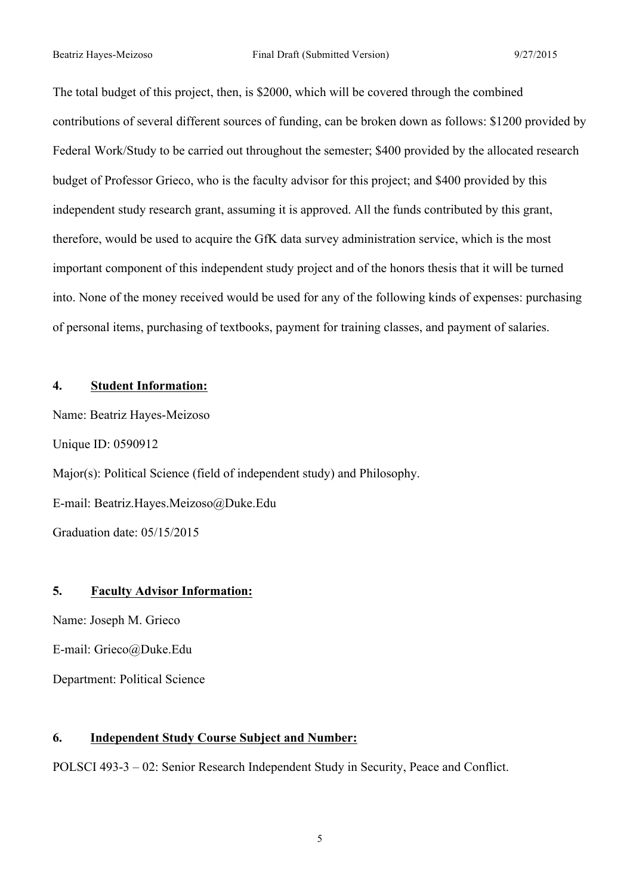The total budget of this project, then, is $2000, which will be covered through the combined contributions of several different sources of funding, can be broken down as follows: $1200 provided by Federal Work/Study to be carried out throughout the semester; $400 provided by the allocated research budget of Professor Grieco, who is the faculty advisor for this project; and $400 provided by this independent study research grant, assuming it is approved. All the funds contributed by this grant, therefore, would be used to acquire the GfK data survey administration service, which is the most important component of this independent study project and of the honors thesis that it will be turned into. None of the money received would be used for any of the following kinds of expenses: purchasing of personal items, purchasing of textbooks, payment for training classes, and payment of salaries.

## 4. Student Information:

Name: Beatriz Hayes-Meizoso

Unique ID: 0590912

Major(s): Political Science (field of independent study) and Philosophy.

E-mail: Beatriz.Hayes.Meizoso@Duke.Edu

Graduation date: 05/15/2015

## 5. Faculty Advisor Information:

Name: Joseph M. Grieco

E-mail: Grieco@Duke.Edu

Department: Political Science

## 6. Independent Study Course Subject and Number:

POLSCI 493-3 – 02: Senior Research Independent Study in Security, Peace and Conflict.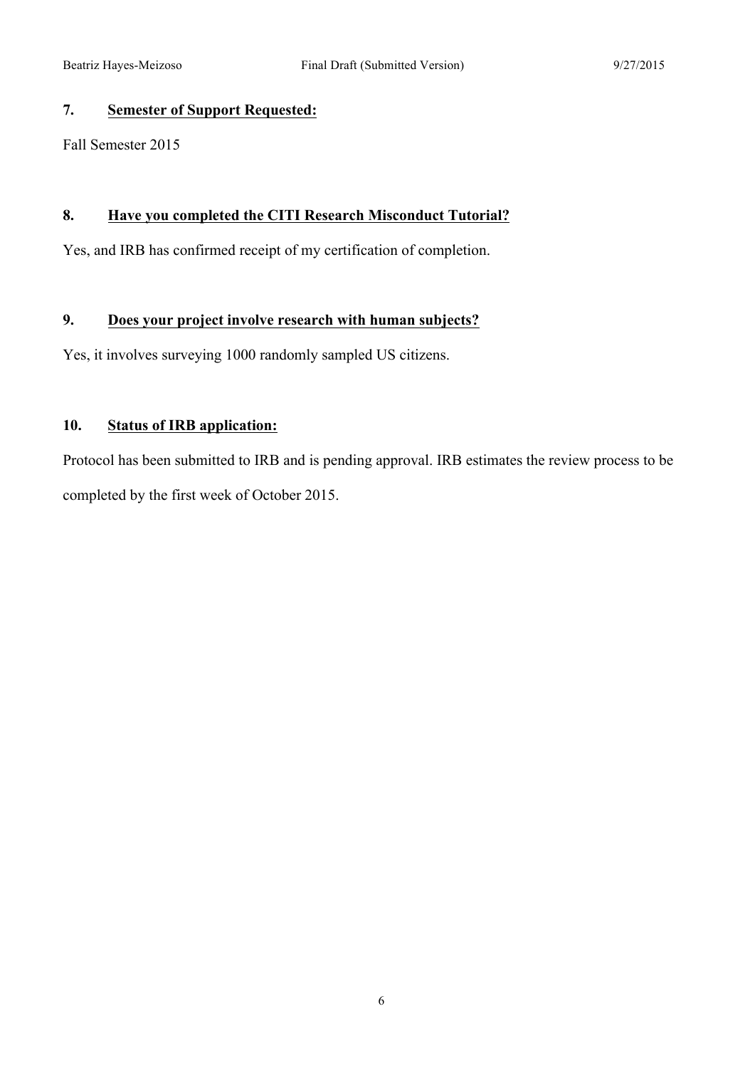## 7. **Semester of Support Requested:**

Fall Semester 2015

## 8. **Have you completed the CITI Research Misconduct Tutorial?**

Yes, and IRB has confirmed receipt of my certification of completion.

## 9. **Does your project involve research with human subjects?**

Yes, it involves surveying 1000 randomly sampled US citizens.

## 10. **Status of IRB application:**

Protocol has been submitted to IRB and is pending approval. IRB estimates the review process to be completed by the first week of October 2015.